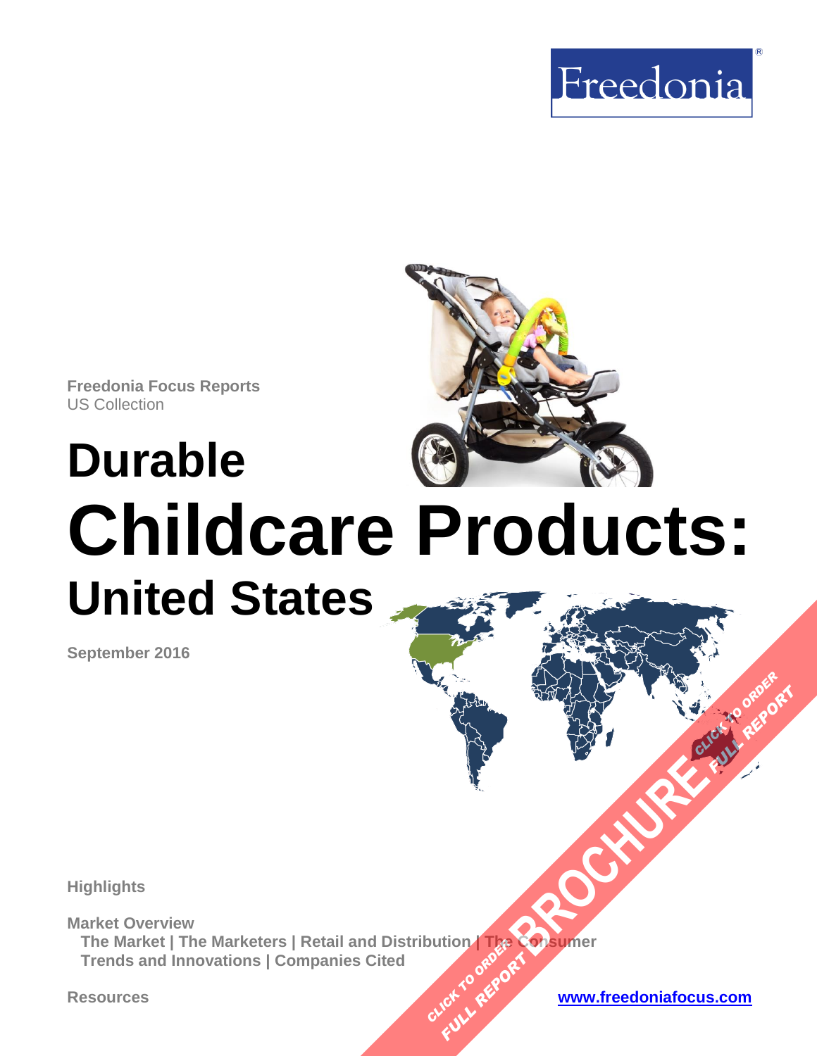Freedonia

Freedonia Focus Reports
US Collection

# Durable Childcare Products: United States

September 2016

Highlights

Market Overview
The Market | The Marketers | Retail and Distribution | The Consumer
Trends and Innovations | Companies Cited

Resources

www.freedoniafocus.com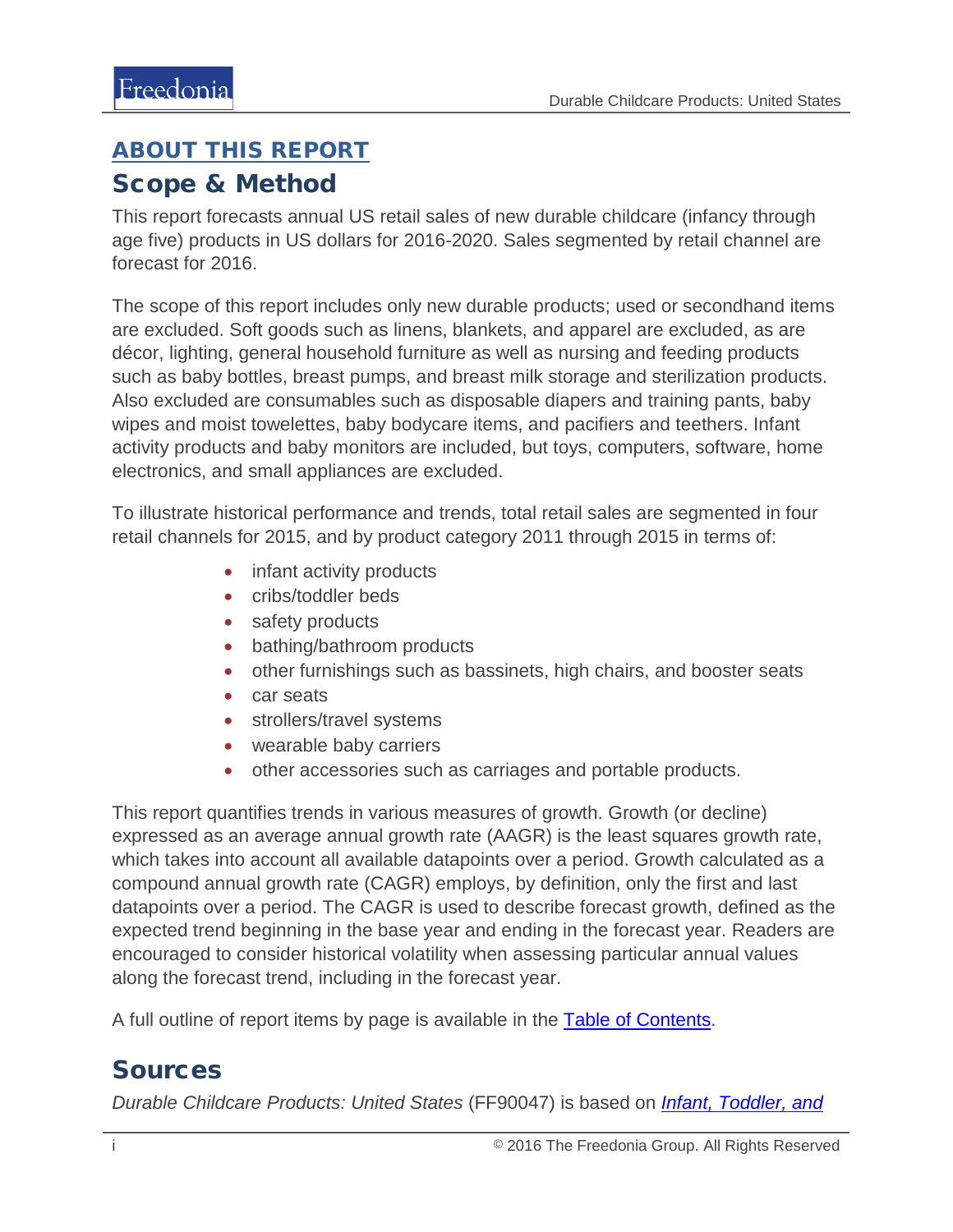## ABOUT THIS REPORT

## Scope & Method

This report forecasts annual US retail sales of new durable childcare (infancy through age five) products in US dollars for 2016-2020. Sales segmented by retail channel are forecast for 2016.

The scope of this report includes only new durable products; used or secondhand items are excluded. Soft goods such as linens, blankets, and apparel are excluded, as are décor, lighting, general household furniture as well as nursing and feeding products such as baby bottles, breast pumps, and breast milk storage and sterilization products. Also excluded are consumables such as disposable diapers and training pants, baby wipes and moist towelettes, baby bodycare items, and pacifiers and teethers. Infant activity products and baby monitors are included, but toys, computers, software, home electronics, and small appliances are excluded.

To illustrate historical performance and trends, total retail sales are segmented in four retail channels for 2015, and by product category 2011 through 2015 in terms of:

- infant activity products
- cribs/toddler beds
- safety products
- bathing/bathroom products
- other furnishings such as bassinets, high chairs, and booster seats
- car seats
- strollers/travel systems
- wearable baby carriers
- other accessories such as carriages and portable products.

This report quantifies trends in various measures of growth. Growth (or decline) expressed as an average annual growth rate (AAGR) is the least squares growth rate, which takes into account all available datapoints over a period. Growth calculated as a compound annual growth rate (CAGR) employs, by definition, only the first and last datapoints over a period. The CAGR is used to describe forecast growth, defined as the expected trend beginning in the base year and ending in the forecast year. Readers are encouraged to consider historical volatility when assessing particular annual values along the forecast trend, including in the forecast year.

A full outline of report items by page is available in the Table of Contents.

## Sources

*Durable Childcare Products: United States* (FF90047) is based on *Infant, Toddler, and*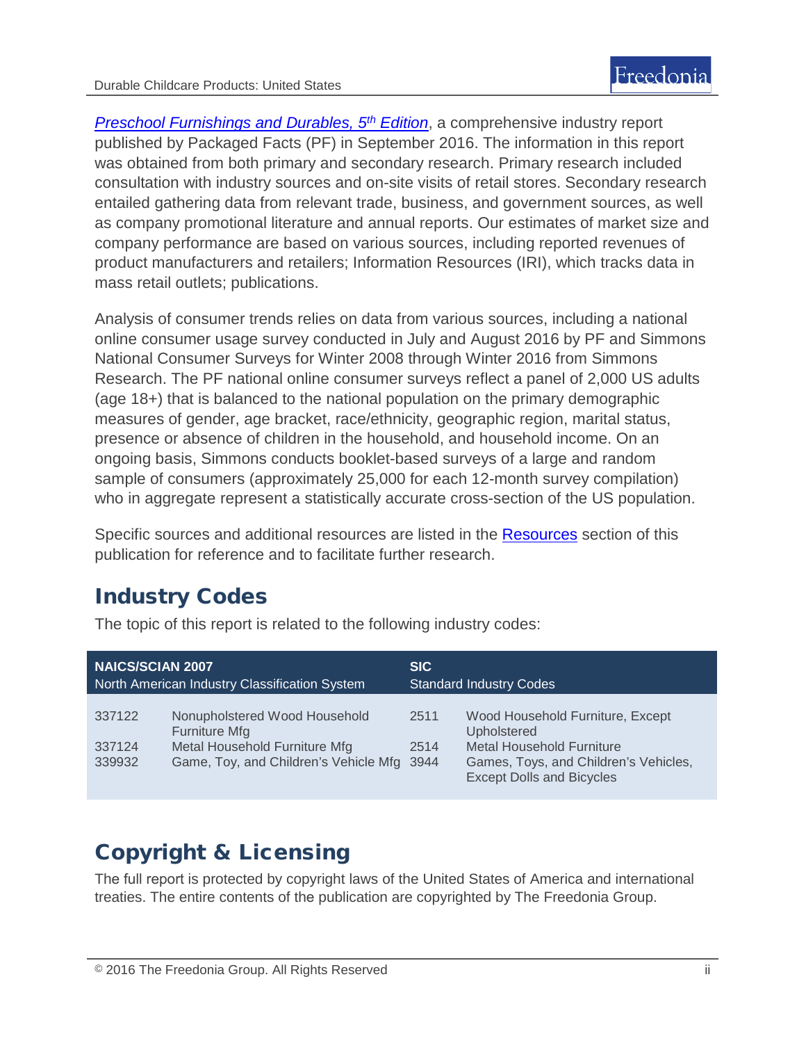*Preschool Furnishings and Durables, 5th Edition*, a comprehensive industry report published by Packaged Facts (PF) in September 2016. The information in this report was obtained from both primary and secondary research. Primary research included consultation with industry sources and on-site visits of retail stores. Secondary research entailed gathering data from relevant trade, business, and government sources, as well as company promotional literature and annual reports. Our estimates of market size and company performance are based on various sources, including reported revenues of product manufacturers and retailers; Information Resources (IRI), which tracks data in mass retail outlets; publications.

Analysis of consumer trends relies on data from various sources, including a national online consumer usage survey conducted in July and August 2016 by PF and Simmons National Consumer Surveys for Winter 2008 through Winter 2016 from Simmons Research. The PF national online consumer surveys reflect a panel of 2,000 US adults (age 18+) that is balanced to the national population on the primary demographic measures of gender, age bracket, race/ethnicity, geographic region, marital status, presence or absence of children in the household, and household income. On an ongoing basis, Simmons conducts booklet-based surveys of a large and random sample of consumers (approximately 25,000 for each 12-month survey compilation) who in aggregate represent a statistically accurate cross-section of the US population.

Specific sources and additional resources are listed in the Resources section of this publication for reference and to facilitate further research.

## Industry Codes

The topic of this report is related to the following industry codes:

| **NAICS/SCIAN 2007** North American Industry Classification System | | **SIC** Standard Industry Codes | |
|---|---|---|---|
| 337122 | Nonupholstered Wood Household Furniture Mfg | 2511 | Wood Household Furniture, Except Upholstered |
| 337124 | Metal Household Furniture Mfg | 2514 | Metal Household Furniture |
| 339932 | Game, Toy, and Children's Vehicle Mfg | 3944 | Games, Toys, and Children's Vehicles, Except Dolls and Bicycles |

## Copyright & Licensing

The full report is protected by copyright laws of the United States of America and international treaties. The entire contents of the publication are copyrighted by The Freedonia Group.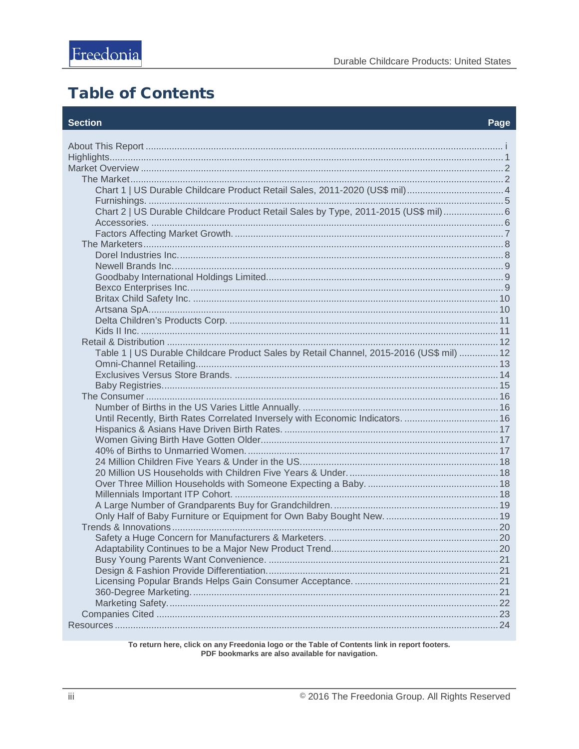# Table of Contents

| Section | Page |
|---|---|
| About This Report | i |
| Highlights | 1 |
| Market Overview | 2 |
| The Market | 2 |
| Chart 1 \| US Durable Childcare Product Retail Sales, 2011-2020 (US$ mil) | 4 |
| Furnishings. | 5 |
| Chart 2 \| US Durable Childcare Product Retail Sales by Type, 2011-2015 (US$ mil) | 6 |
| Accessories. | 6 |
| Factors Affecting Market Growth. | 7 |
| The Marketers | 8 |
| Dorel Industries Inc. | 8 |
| Newell Brands Inc. | 9 |
| Goodbaby International Holdings Limited. | 9 |
| Bexco Enterprises Inc. | 9 |
| Britax Child Safety Inc. | 10 |
| Artsana SpA. | 10 |
| Delta Children's Products Corp. | 11 |
| Kids II Inc. | 11 |
| Retail & Distribution | 12 |
| Table 1 \| US Durable Childcare Product Sales by Retail Channel, 2015-2016 (US$ mil) | 12 |
| Omni-Channel Retailing. | 13 |
| Exclusives Versus Store Brands. | 14 |
| Baby Registries. | 15 |
| The Consumer | 16 |
| Number of Births in the US Varies Little Annually. | 16 |
| Until Recently, Birth Rates Correlated Inversely with Economic Indicators. | 16 |
| Hispanics & Asians Have Driven Birth Rates. | 17 |
| Women Giving Birth Have Gotten Older. | 17 |
| 40% of Births to Unmarried Women. | 17 |
| 24 Million Children Five Years & Under in the US. | 18 |
| 20 Million US Households with Children Five Years & Under. | 18 |
| Over Three Million Households with Someone Expecting a Baby. | 18 |
| Millennials Important ITP Cohort. | 18 |
| A Large Number of Grandparents Buy for Grandchildren. | 19 |
| Only Half of Baby Furniture or Equipment for Own Baby Bought New. | 19 |
| Trends & Innovations | 20 |
| Safety a Huge Concern for Manufacturers & Marketers. | 20 |
| Adaptability Continues to be a Major New Product Trend. | 20 |
| Busy Young Parents Want Convenience. | 21 |
| Design & Fashion Provide Differentiation. | 21 |
| Licensing Popular Brands Helps Gain Consumer Acceptance. | 21 |
| 360-Degree Marketing. | 21 |
| Marketing Safety. | 22 |
| Companies Cited | 23 |
| Resources | 24 |

**To return here, click on any Freedonia logo or the Table of Contents link in report footers.**
**PDF bookmarks are also available for navigation.**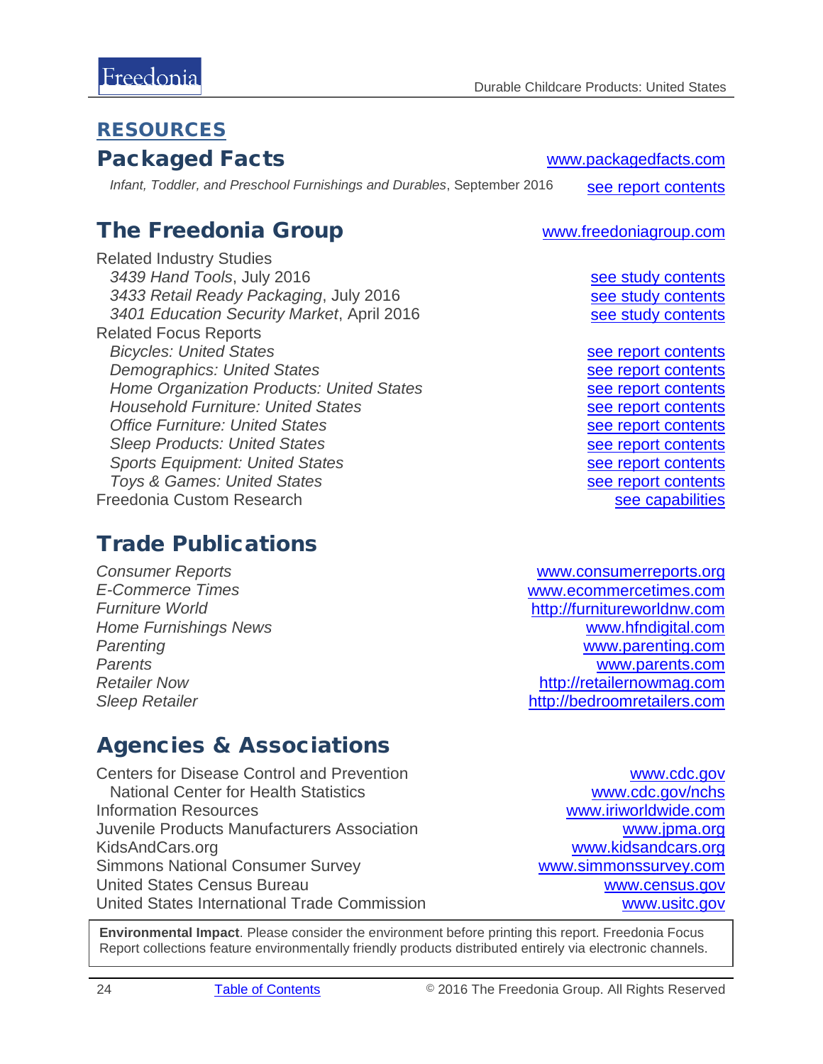# RESOURCES

## Packaged Facts

www.packagedfacts.com

*Infant, Toddler, and Preschool Furnishings and Durables*, September 2016 — see report contents

## The Freedonia Group

www.freedoniagroup.com

Related Industry Studies

- *3439 Hand Tools*, July 2016 — see study contents
- *3433 Retail Ready Packaging*, July 2016 — see study contents
- *3401 Education Security Market*, April 2016 — see study contents

Related Focus Reports

- *Bicycles: United States* — see report contents
- *Demographics: United States* — see report contents
- *Home Organization Products: United States* — see report contents
- *Household Furniture: United States* — see report contents
- *Office Furniture: United States* — see report contents
- *Sleep Products: United States* — see report contents
- *Sports Equipment: United States* — see report contents
- *Toys & Games: United States* — see report contents

Freedonia Custom Research — see capabilities

## Trade Publications

| | |
|---|---|
| *Consumer Reports* | www.consumerreports.org |
| *E-Commerce Times* | www.ecommercetimes.com |
| *Furniture World* | http://furnitureworldnw.com |
| *Home Furnishings News* | www.hfndigital.com |
| *Parenting* | www.parenting.com |
| *Parents* | www.parents.com |
| *Retailer Now* | http://retailernowmag.com |
| *Sleep Retailer* | http://bedroomretailers.com |

## Agencies & Associations

| | |
|---|---|
| Centers for Disease Control and Prevention | www.cdc.gov |
| National Center for Health Statistics | www.cdc.gov/nchs |
| Information Resources | www.iriworldwide.com |
| Juvenile Products Manufacturers Association | www.jpma.org |
| KidsAndCars.org | www.kidsandcars.org |
| Simmons National Consumer Survey | www.simmonssurvey.com |
| United States Census Bureau | www.census.gov |
| United States International Trade Commission | www.usitc.gov |

**Environmental Impact**. Please consider the environment before printing this report. Freedonia Focus Report collections feature environmentally friendly products distributed entirely via electronic channels.